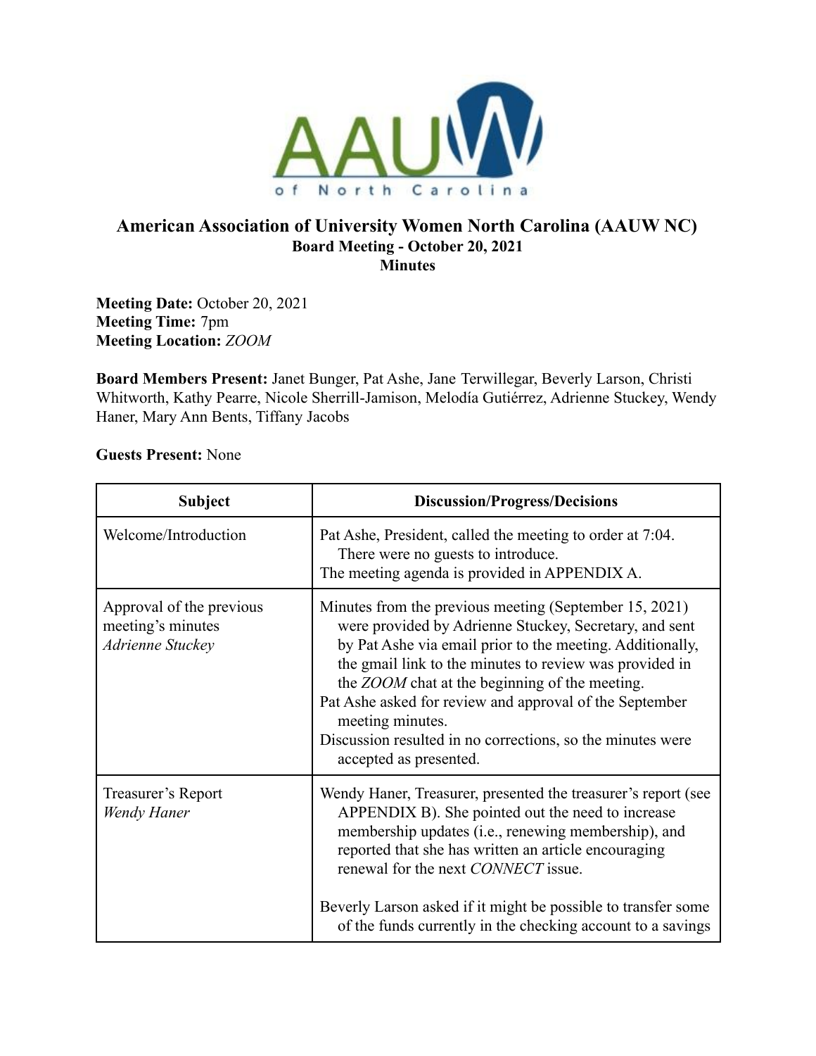# American Association of University Women North Carolina (AAUW NC)

## Board Meeting - October 20, 2021

## Minutes

**Meeting Date:** October 20, 2021
**Meeting Time:** 7pm
**Meeting Location:** *ZOOM*

**Board Members Present:** Janet Bunger, Pat Ashe, Jane Terwillegar, Beverly Larson, Christi Whitworth, Kathy Pearre, Nicole Sherrill-Jamison, Melodía Gutiérrez, Adrienne Stuckey, Wendy Haner, Mary Ann Bents, Tiffany Jacobs

**Guests Present:** None

| Subject | Discussion/Progress/Decisions |
|---|---|
| Welcome/Introduction | Pat Ashe, President, called the meeting to order at 7:04. There were no guests to introduce.<br>The meeting agenda is provided in APPENDIX A. |
| Approval of the previous meeting's minutes<br>*Adrienne Stuckey* | Minutes from the previous meeting (September 15, 2021) were provided by Adrienne Stuckey, Secretary, and sent by Pat Ashe via email prior to the meeting. Additionally, the gmail link to the minutes to review was provided in the *ZOOM* chat at the beginning of the meeting.<br>Pat Ashe asked for review and approval of the September meeting minutes.<br>Discussion resulted in no corrections, so the minutes were accepted as presented. |
| Treasurer's Report<br>*Wendy Haner* | Wendy Haner, Treasurer, presented the treasurer's report (see APPENDIX B). She pointed out the need to increase membership updates (i.e., renewing membership), and reported that she has written an article encouraging renewal for the next *CONNECT* issue.<br><br>Beverly Larson asked if it might be possible to transfer some of the funds currently in the checking account to a savings |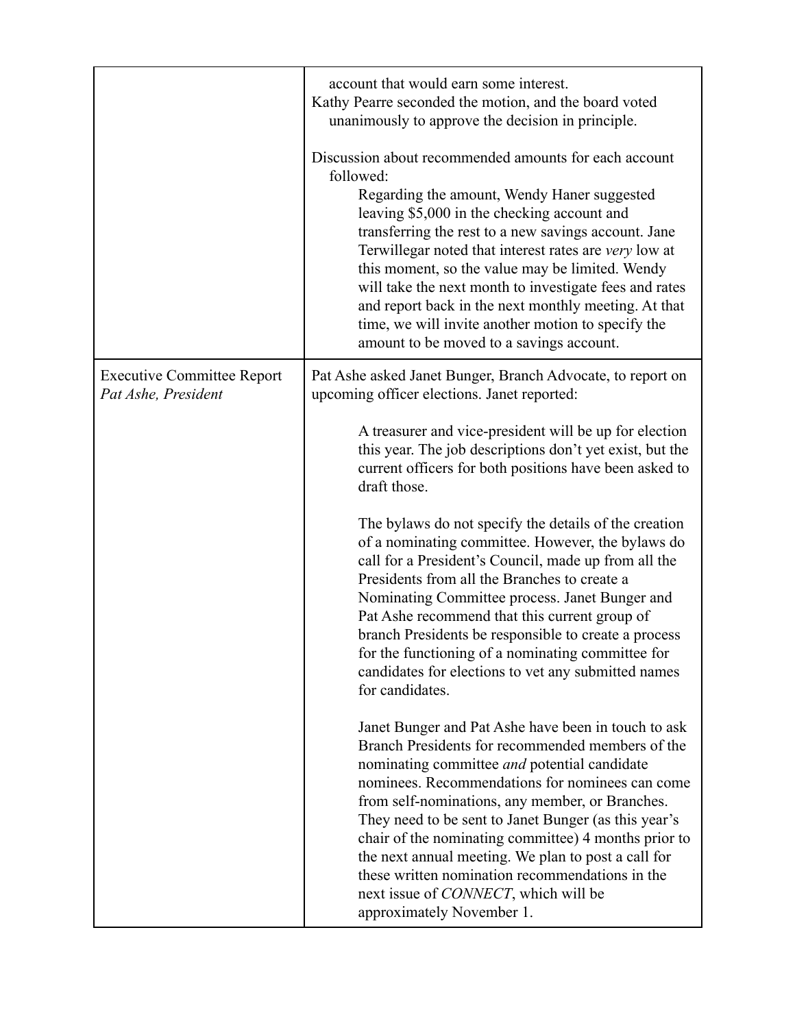| | |
|---|---|
| | account that would earn some interest.<br>Kathy Pearre seconded the motion, and the board voted unanimously to approve the decision in principle.<br><br>Discussion about recommended amounts for each account followed:<br>Regarding the amount, Wendy Haner suggested leaving $5,000 in the checking account and transferring the rest to a new savings account. Jane Terwillegar noted that interest rates are *very* low at this moment, so the value may be limited. Wendy will take the next month to investigate fees and rates and report back in the next monthly meeting. At that time, we will invite another motion to specify the amount to be moved to a savings account. |
| Executive Committee Report<br>*Pat Ashe, President* | Pat Ashe asked Janet Bunger, Branch Advocate, to report on upcoming officer elections. Janet reported:<br><br>A treasurer and vice-president will be up for election this year. The job descriptions don't yet exist, but the current officers for both positions have been asked to draft those.<br><br>The bylaws do not specify the details of the creation of a nominating committee. However, the bylaws do call for a President's Council, made up from all the Presidents from all the Branches to create a Nominating Committee process. Janet Bunger and Pat Ashe recommend that this current group of branch Presidents be responsible to create a process for the functioning of a nominating committee for candidates for elections to vet any submitted names for candidates.<br><br>Janet Bunger and Pat Ashe have been in touch to ask Branch Presidents for recommended members of the nominating committee *and* potential candidate nominees. Recommendations for nominees can come from self-nominations, any member, or Branches. They need to be sent to Janet Bunger (as this year's chair of the nominating committee) 4 months prior to the next annual meeting. We plan to post a call for these written nomination recommendations in the next issue of *CONNECT*, which will be approximately November 1. |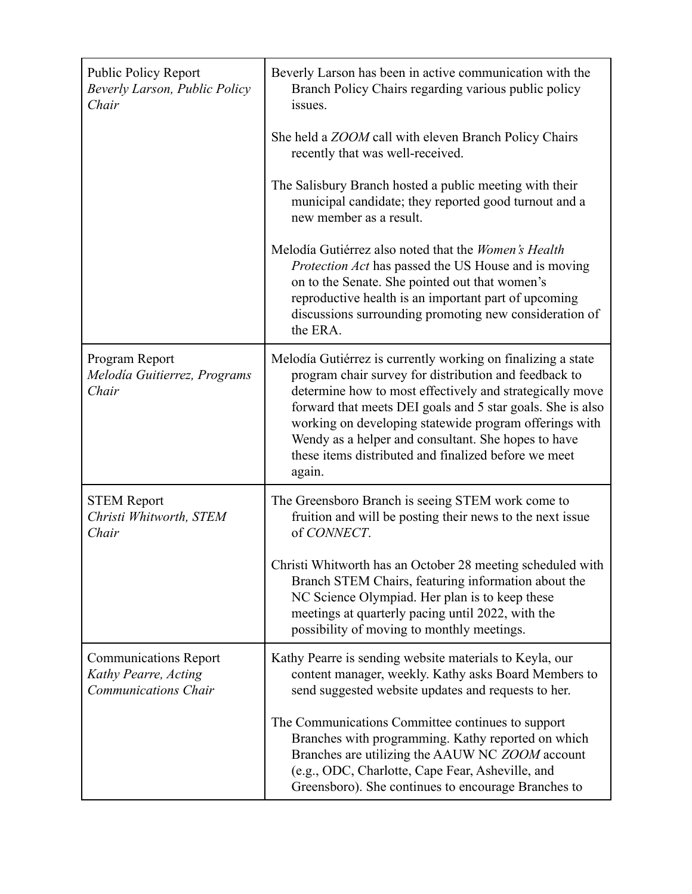| | |
|---|---|
| Public Policy Report<br>*Beverly Larson, Public Policy Chair* | Beverly Larson has been in active communication with the Branch Policy Chairs regarding various public policy issues.<br><br>She held a *ZOOM* call with eleven Branch Policy Chairs recently that was well-received.<br><br>The Salisbury Branch hosted a public meeting with their municipal candidate; they reported good turnout and a new member as a result.<br><br>Melodía Gutiérrez also noted that the *Women's Health Protection Act* has passed the US House and is moving on to the Senate. She pointed out that women's reproductive health is an important part of upcoming discussions surrounding promoting new consideration of the ERA. |
| Program Report<br>*Melodía Guitierrez, Programs Chair* | Melodía Gutiérrez is currently working on finalizing a state program chair survey for distribution and feedback to determine how to most effectively and strategically move forward that meets DEI goals and 5 star goals. She is also working on developing statewide program offerings with Wendy as a helper and consultant. She hopes to have these items distributed and finalized before we meet again. |
| STEM Report<br>*Christi Whitworth, STEM Chair* | The Greensboro Branch is seeing STEM work come to fruition and will be posting their news to the next issue of *CONNECT*.<br><br>Christi Whitworth has an October 28 meeting scheduled with Branch STEM Chairs, featuring information about the NC Science Olympiad. Her plan is to keep these meetings at quarterly pacing until 2022, with the possibility of moving to monthly meetings. |
| Communications Report<br>*Kathy Pearre, Acting Communications Chair* | Kathy Pearre is sending website materials to Keyla, our content manager, weekly. Kathy asks Board Members to send suggested website updates and requests to her.<br><br>The Communications Committee continues to support Branches with programming. Kathy reported on which Branches are utilizing the AAUW NC *ZOOM* account (e.g., ODC, Charlotte, Cape Fear, Asheville, and Greensboro). She continues to encourage Branches to |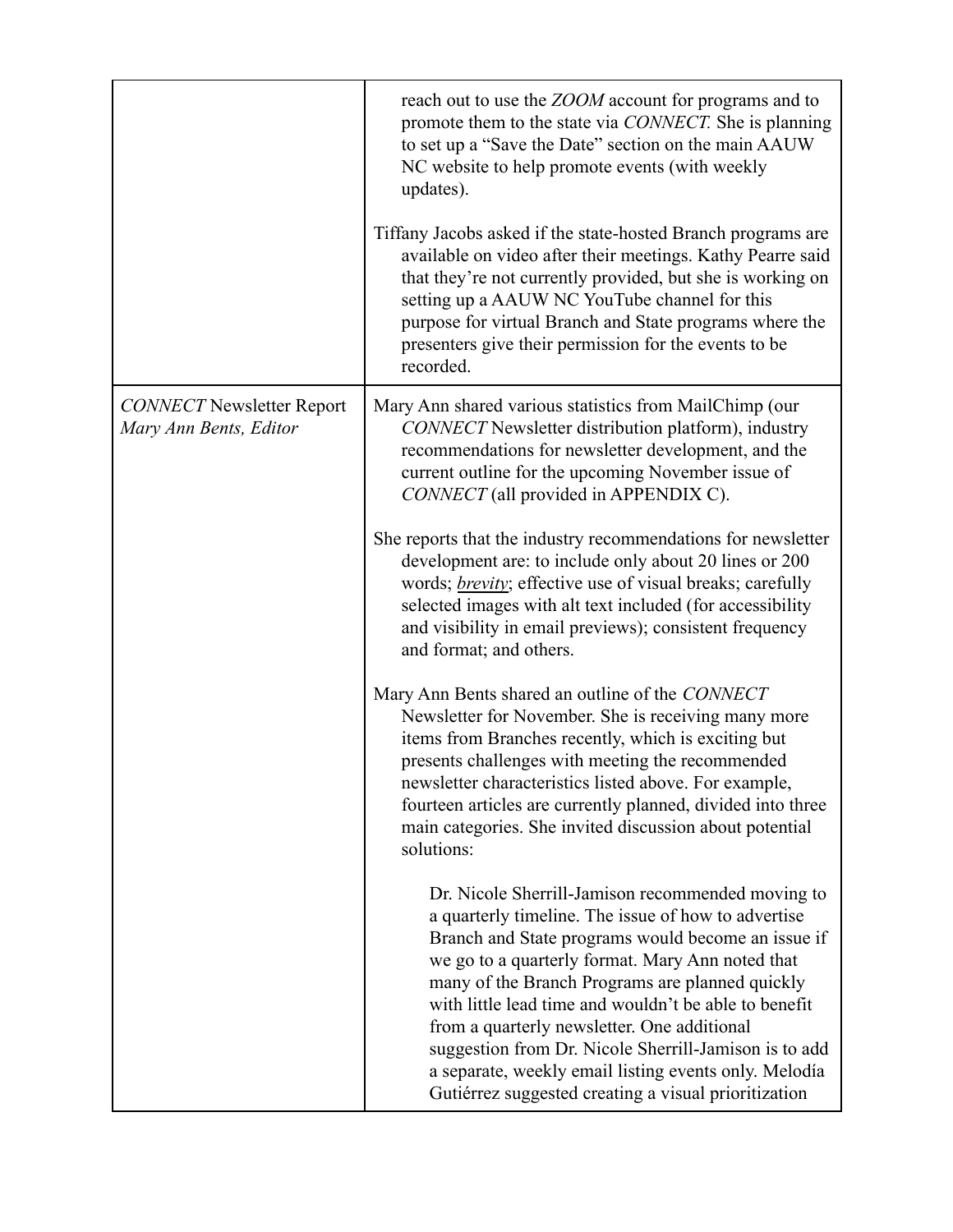| | |
|---|---|
| | reach out to use the *ZOOM* account for programs and to promote them to the state via *CONNECT.* She is planning to set up a "Save the Date" section on the main AAUW NC website to help promote events (with weekly updates).<br><br>Tiffany Jacobs asked if the state-hosted Branch programs are available on video after their meetings. Kathy Pearre said that they're not currently provided, but she is working on setting up a AAUW NC YouTube channel for this purpose for virtual Branch and State programs where the presenters give their permission for the events to be recorded. |
| *CONNECT* Newsletter Report<br>*Mary Ann Bents, Editor* | Mary Ann shared various statistics from MailChimp (our *CONNECT* Newsletter distribution platform), industry recommendations for newsletter development, and the current outline for the upcoming November issue of *CONNECT* (all provided in APPENDIX C).<br><br>She reports that the industry recommendations for newsletter development are: to include only about 20 lines or 200 words; ***brevity***; effective use of visual breaks; carefully selected images with alt text included (for accessibility and visibility in email previews); consistent frequency and format; and others.<br><br>Mary Ann Bents shared an outline of the *CONNECT* Newsletter for November. She is receiving many more items from Branches recently, which is exciting but presents challenges with meeting the recommended newsletter characteristics listed above. For example, fourteen articles are currently planned, divided into three main categories. She invited discussion about potential solutions:<br><br>Dr. Nicole Sherrill-Jamison recommended moving to a quarterly timeline. The issue of how to advertise Branch and State programs would become an issue if we go to a quarterly format. Mary Ann noted that many of the Branch Programs are planned quickly with little lead time and wouldn't be able to benefit from a quarterly newsletter. One additional suggestion from Dr. Nicole Sherrill-Jamison is to add a separate, weekly email listing events only. Melodía Gutiérrez suggested creating a visual prioritization |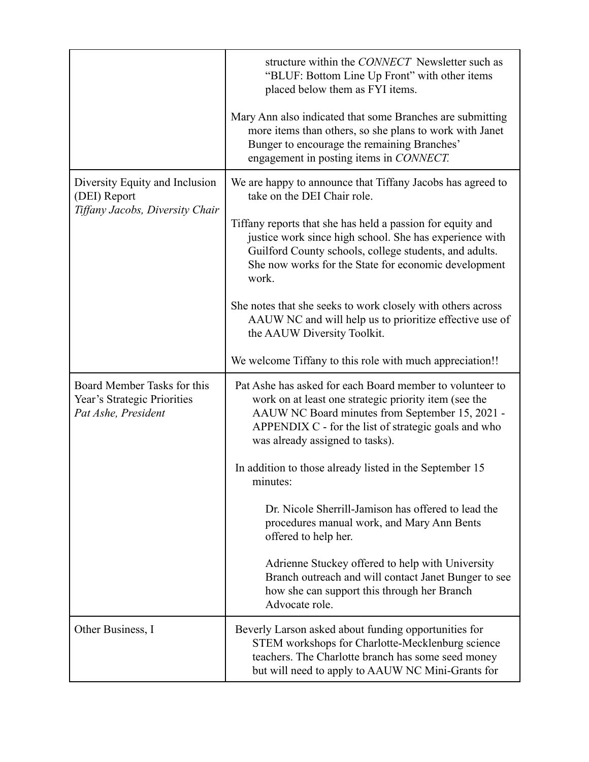| | |
|---|---|
| | structure within the *CONNECT* Newsletter such as "BLUF: Bottom Line Up Front" with other items placed below them as FYI items.<br><br>Mary Ann also indicated that some Branches are submitting more items than others, so she plans to work with Janet Bunger to encourage the remaining Branches' engagement in posting items in *CONNECT.* |
| Diversity Equity and Inclusion (DEI) Report<br>*Tiffany Jacobs, Diversity Chair* | We are happy to announce that Tiffany Jacobs has agreed to take on the DEI Chair role.<br><br>Tiffany reports that she has held a passion for equity and justice work since high school. She has experience with Guilford County schools, college students, and adults. She now works for the State for economic development work.<br><br>She notes that she seeks to work closely with others across AAUW NC and will help us to prioritize effective use of the AAUW Diversity Toolkit.<br><br>We welcome Tiffany to this role with much appreciation!! |
| Board Member Tasks for this Year's Strategic Priorities<br>*Pat Ashe, President* | Pat Ashe has asked for each Board member to volunteer to work on at least one strategic priority item (see the AAUW NC Board minutes from September 15, 2021 - APPENDIX C - for the list of strategic goals and who was already assigned to tasks).<br><br>In addition to those already listed in the September 15 minutes:<br><br>Dr. Nicole Sherrill-Jamison has offered to lead the procedures manual work, and Mary Ann Bents offered to help her.<br><br>Adrienne Stuckey offered to help with University Branch outreach and will contact Janet Bunger to see how she can support this through her Branch Advocate role. |
| Other Business, I | Beverly Larson asked about funding opportunities for STEM workshops for Charlotte-Mecklenburg science teachers. The Charlotte branch has some seed money but will need to apply to AAUW NC Mini-Grants for |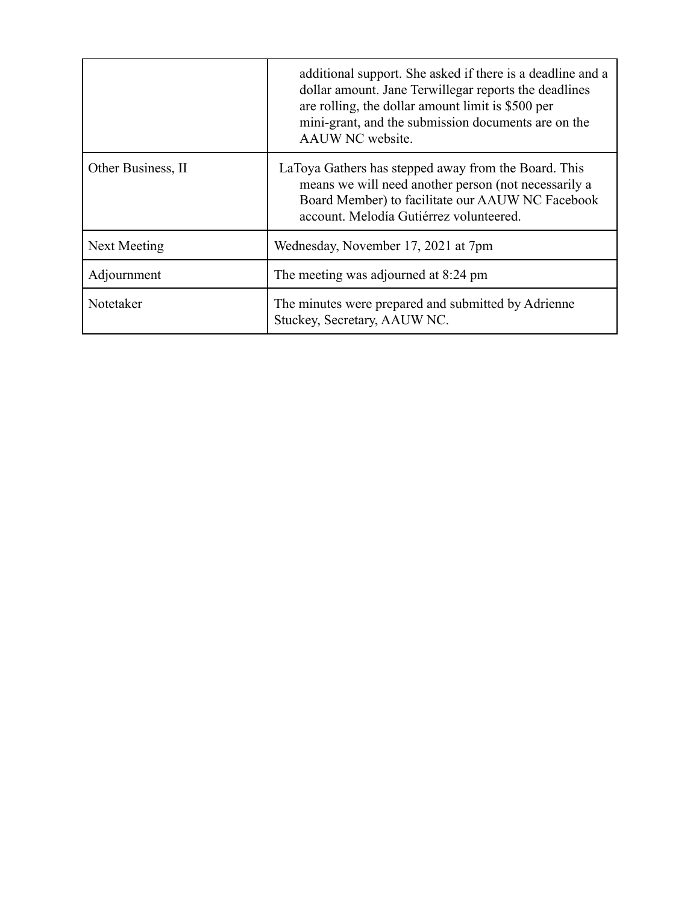| | |
|---|---|
| | additional support. She asked if there is a deadline and a dollar amount. Jane Terwillegar reports the deadlines are rolling, the dollar amount limit is $500 per mini-grant, and the submission documents are on the AAUW NC website. |
| Other Business, II | LaToya Gathers has stepped away from the Board. This means we will need another person (not necessarily a Board Member) to facilitate our AAUW NC Facebook account. Melodía Gutiérrez volunteered. |
| Next Meeting | Wednesday, November 17, 2021 at 7pm |
| Adjournment | The meeting was adjourned at 8:24 pm |
| Notetaker | The minutes were prepared and submitted by Adrienne Stuckey, Secretary, AAUW NC. |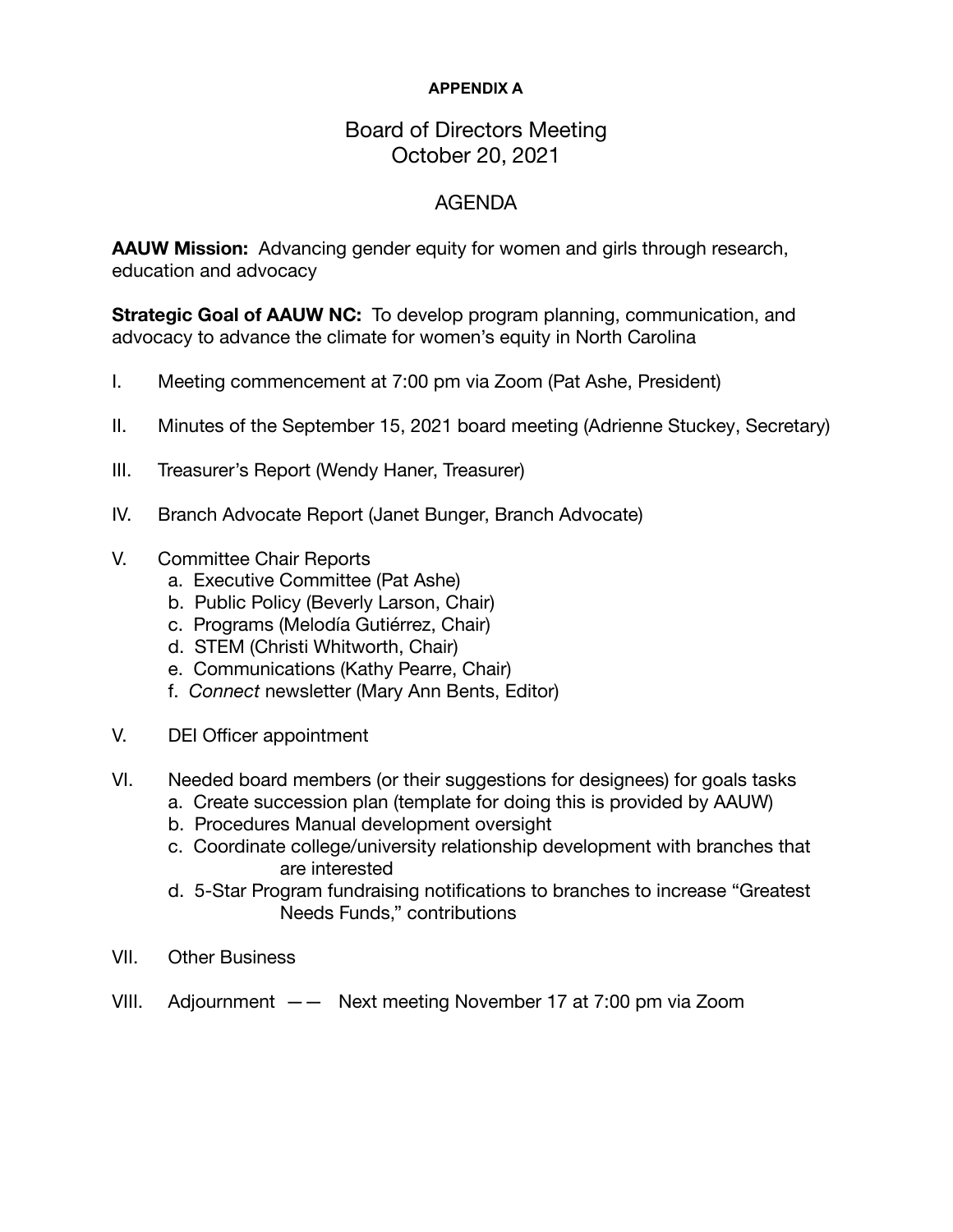**APPENDIX A**

# Board of Directors Meeting
# October 20, 2021

## AGENDA

**AAUW Mission:** Advancing gender equity for women and girls through research, education and advocacy

**Strategic Goal of AAUW NC:** To develop program planning, communication, and advocacy to advance the climate for women's equity in North Carolina

I. Meeting commencement at 7:00 pm via Zoom (Pat Ashe, President)

II. Minutes of the September 15, 2021 board meeting (Adrienne Stuckey, Secretary)

III. Treasurer's Report (Wendy Haner, Treasurer)

IV. Branch Advocate Report (Janet Bunger, Branch Advocate)

V. Committee Chair Reports
   a. Executive Committee (Pat Ashe)
   b. Public Policy (Beverly Larson, Chair)
   c. Programs (Melodía Gutiérrez, Chair)
   d. STEM (Christi Whitworth, Chair)
   e. Communications (Kathy Pearre, Chair)
   f. *Connect* newsletter (Mary Ann Bents, Editor)

V. DEI Officer appointment

VI. Needed board members (or their suggestions for designees) for goals tasks
   a. Create succession plan (template for doing this is provided by AAUW)
   b. Procedures Manual development oversight
   c. Coordinate college/university relationship development with branches that are interested
   d. 5-Star Program fundraising notifications to branches to increase "Greatest Needs Funds," contributions

VII. Other Business

VIII. Adjournment —— Next meeting November 17 at 7:00 pm via Zoom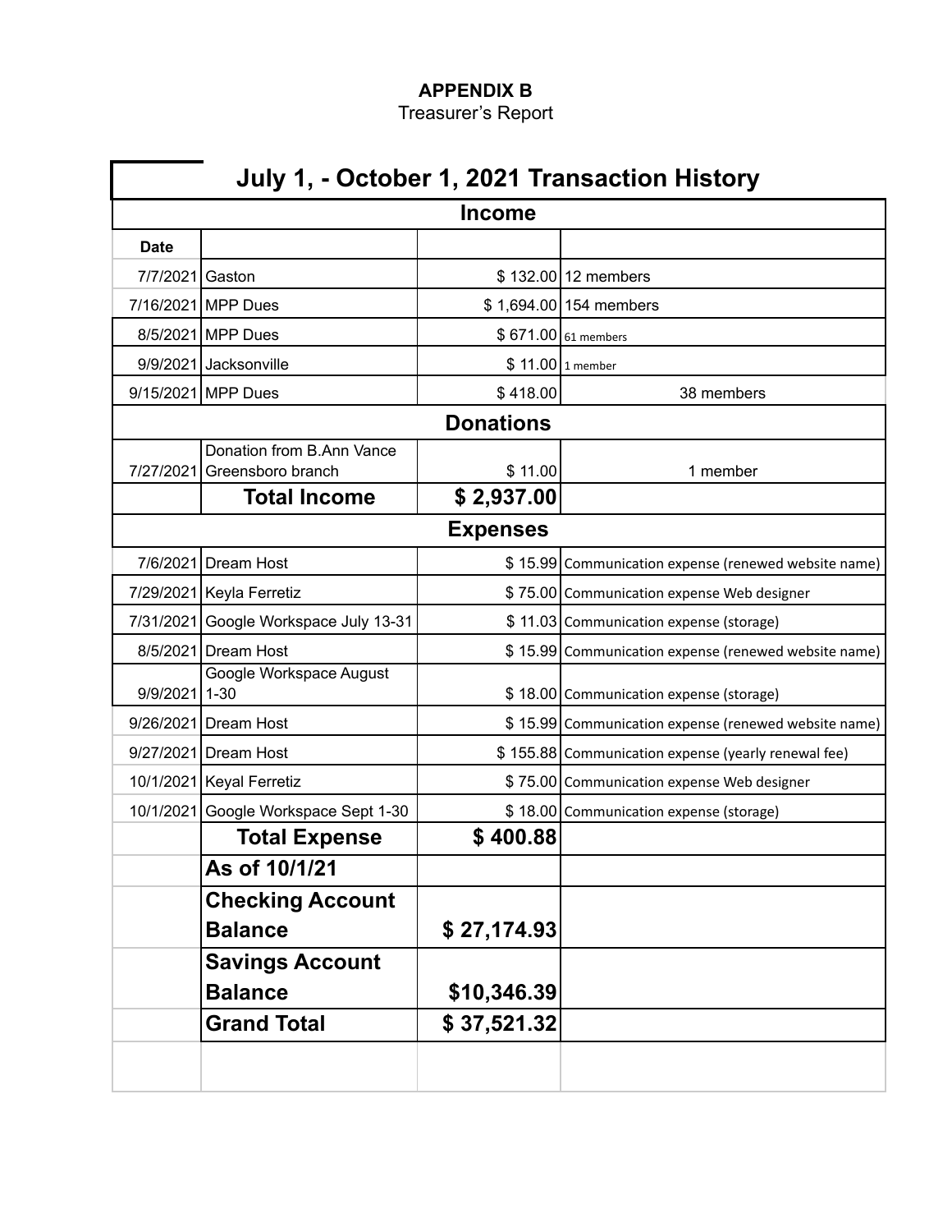**APPENDIX B**

Treasurer's Report

| July 1, - October 1, 2021 Transaction History | | | |
|---|---|---|---|
| **Income** | | | |
| **Date** | | | |
| 7/7/2021 | Gaston | $ 132.00 | 12 members |
| 7/16/2021 | MPP Dues | $ 1,694.00 | 154 members |
| 8/5/2021 | MPP Dues | $ 671.00 | 61 members |
| 9/9/2021 | Jacksonville | $ 11.00 | 1 member |
| 9/15/2021 | MPP Dues | $ 418.00 | 38 members |
| **Donations** | | | |
| 7/27/2021 | Donation from B.Ann Vance Greensboro branch | $ 11.00 | 1 member |
| | **Total Income** | **$ 2,937.00** | |
| **Expenses** | | | |
| 7/6/2021 | Dream Host | $ 15.99 | Communication expense (renewed website name) |
| 7/29/2021 | Keyla Ferretiz | $ 75.00 | Communication expense Web designer |
| 7/31/2021 | Google Workspace July 13-31 | $ 11.03 | Communication expense (storage) |
| 8/5/2021 | Dream Host | $ 15.99 | Communication expense (renewed website name) |
| 9/9/2021 | Google Workspace August 1-30 | $ 18.00 | Communication expense (storage) |
| 9/26/2021 | Dream Host | $ 15.99 | Communication expense (renewed website name) |
| 9/27/2021 | Dream Host | $ 155.88 | Communication expense (yearly renewal fee) |
| 10/1/2021 | Keyal Ferretiz | $ 75.00 | Communication expense Web designer |
| 10/1/2021 | Google Workspace Sept 1-30 | $ 18.00 | Communication expense (storage) |
| | **Total Expense** | **$ 400.88** | |
| | **As of 10/1/21** | | |
| | **Checking Account Balance** | **$ 27,174.93** | |
| | **Savings Account Balance** | **$10,346.39** | |
| | **Grand Total** | **$ 37,521.32** | |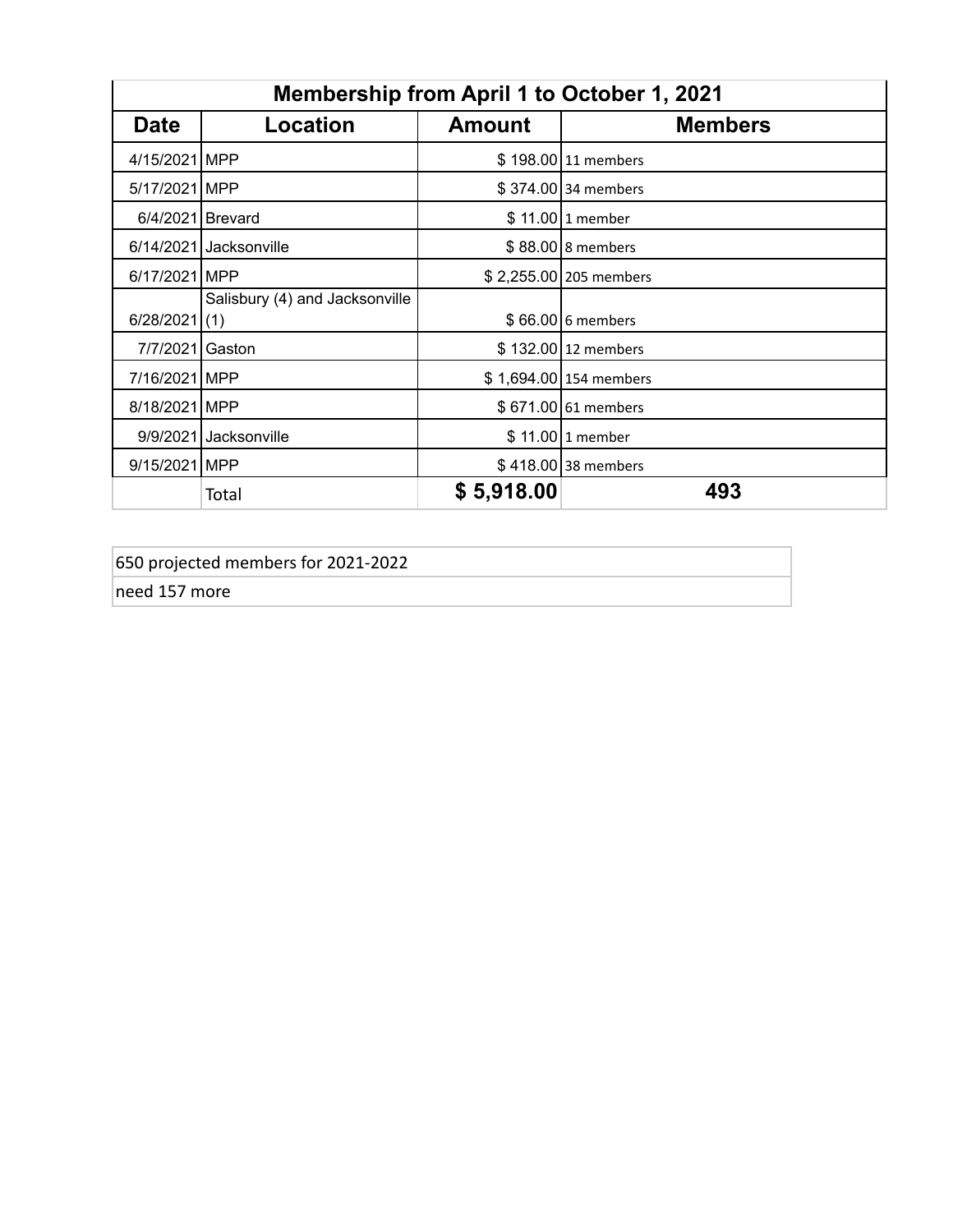| Membership from April 1 to October 1, 2021 | | | |
|---|---|---|---|
| **Date** | **Location** | **Amount** | **Members** |
| 4/15/2021 | MPP | $ 198.00 | 11 members |
| 5/17/2021 | MPP | $ 374.00 | 34 members |
| 6/4/2021 | Brevard | $ 11.00 | 1 member |
| 6/14/2021 | Jacksonville | $ 88.00 | 8 members |
| 6/17/2021 | MPP | $ 2,255.00 | 205 members |
| 6/28/2021 | Salisbury (4) and Jacksonville (1) | $ 66.00 | 6 members |
| 7/7/2021 | Gaston | $ 132.00 | 12 members |
| 7/16/2021 | MPP | $ 1,694.00 | 154 members |
| 8/18/2021 | MPP | $ 671.00 | 61 members |
| 9/9/2021 | Jacksonville | $ 11.00 | 1 member |
| 9/15/2021 | MPP | $ 418.00 | 38 members |
| | Total | **$ 5,918.00** | **493** |

| 650 projected members for 2021-2022 |
|---|
| need 157 more |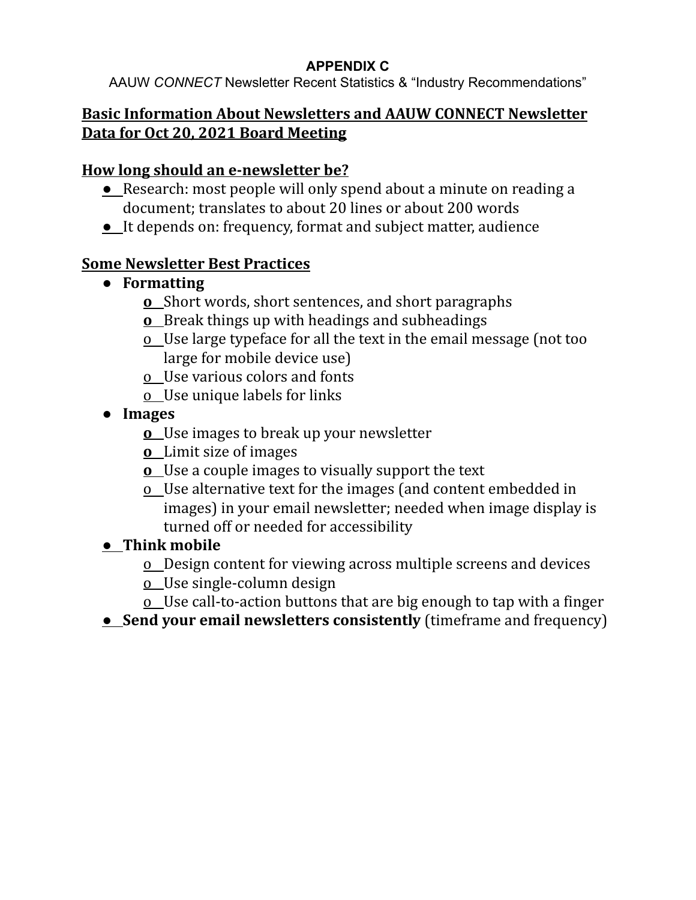**APPENDIX C**

AAUW *CONNECT* Newsletter Recent Statistics & "Industry Recommendations"

## Basic Information About Newsletters and AAUW CONNECT Newsletter Data for Oct 20, 2021 Board Meeting

## How long should an e-newsletter be?

- Research: most people will only spend about a minute on reading a document; translates to about 20 lines or about 200 words
- It depends on: frequency, format and subject matter, audience

## Some Newsletter Best Practices

- **Formatting**
    - Short words, short sentences, and short paragraphs
    - Break things up with headings and subheadings
    - Use large typeface for all the text in the email message (not too large for mobile device use)
    - Use various colors and fonts
    - Use unique labels for links
- **Images**
    - Use images to break up your newsletter
    - Limit size of images
    - Use a couple images to visually support the text
    - Use alternative text for the images (and content embedded in images) in your email newsletter; needed when image display is turned off or needed for accessibility
- **Think mobile**
    - Design content for viewing across multiple screens and devices
    - Use single-column design
    - Use call-to-action buttons that are big enough to tap with a finger
- **Send your email newsletters consistently** (timeframe and frequency)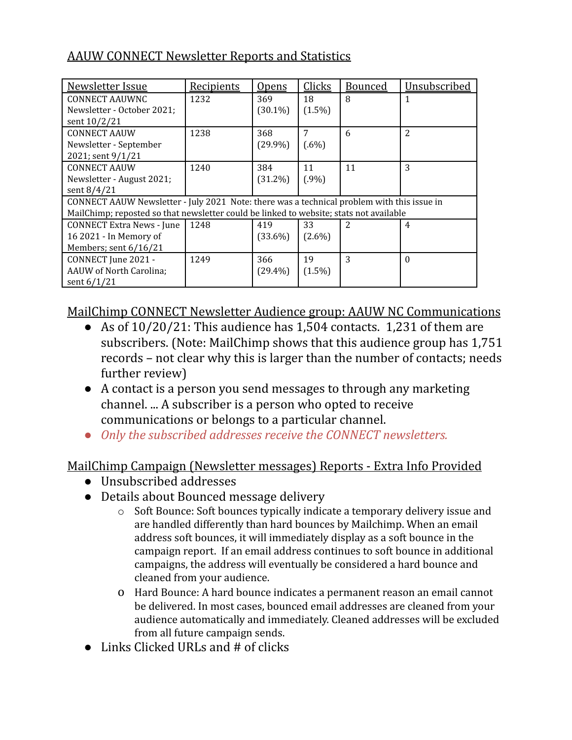## AAUW CONNECT Newsletter Reports and Statistics

| Newsletter Issue | Recipients | Opens | Clicks | Bounced | Unsubscribed |
|---|---|---|---|---|---|
| CONNECT AAUWNC Newsletter - October 2021; sent 10/2/21 | 1232 | 369 (30.1%) | 18 (1.5%) | 8 | 1 |
| CONNECT AAUW Newsletter - September 2021; sent 9/1/21 | 1238 | 368 (29.9%) | 7 (.6%) | 6 | 2 |
| CONNECT AAUW Newsletter - August 2021; sent 8/4/21 | 1240 | 384 (31.2%) | 11 (.9%) | 11 | 3 |
| CONNECT AAUW Newsletter - July 2021 Note: there was a technical problem with this issue in MailChimp; reposted so that newsletter could be linked to website; stats not available | | | | | |
| CONNECT Extra News - June 16 2021 - In Memory of Members; sent 6/16/21 | 1248 | 419 (33.6%) | 33 (2.6%) | 2 | 4 |
| CONNECT June 2021 - AAUW of North Carolina; sent 6/1/21 | 1249 | 366 (29.4%) | 19 (1.5%) | 3 | 0 |

## MailChimp CONNECT Newsletter Audience group: AAUW NC Communications

- As of 10/20/21: This audience has 1,504 contacts. 1,231 of them are subscribers. (Note: MailChimp shows that this audience group has 1,751 records – not clear why this is larger than the number of contacts; needs further review)
- A contact is a person you send messages to through any marketing channel. ... A subscriber is a person who opted to receive communications or belongs to a particular channel.
- *Only the subscribed addresses receive the CONNECT newsletters.*

## MailChimp Campaign (Newsletter messages) Reports - Extra Info Provided

- Unsubscribed addresses
- Details about Bounced message delivery
  - Soft Bounce: Soft bounces typically indicate a temporary delivery issue and are handled differently than hard bounces by Mailchimp. When an email address soft bounces, it will immediately display as a soft bounce in the campaign report. If an email address continues to soft bounce in additional campaigns, the address will eventually be considered a hard bounce and cleaned from your audience.
  - Hard Bounce: A hard bounce indicates a permanent reason an email cannot be delivered. In most cases, bounced email addresses are cleaned from your audience automatically and immediately. Cleaned addresses will be excluded from all future campaign sends.
- Links Clicked URLs and # of clicks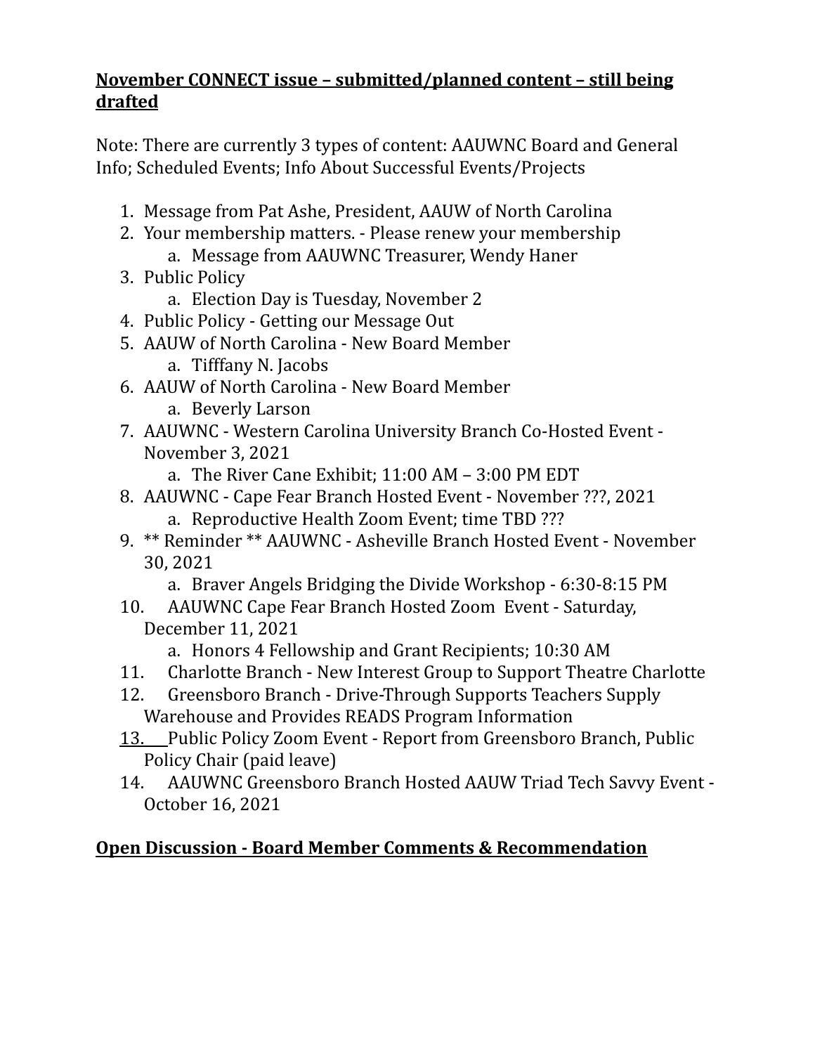**<u>November CONNECT issue – submitted/planned content – still being drafted</u>**

Note: There are currently 3 types of content: AAUWNC Board and General Info; Scheduled Events; Info About Successful Events/Projects

1. Message from Pat Ashe, President, AAUW of North Carolina
2. Your membership matters. - Please renew your membership
    a. Message from AAUWNC Treasurer, Wendy Haner
3. Public Policy
    a. Election Day is Tuesday, November 2
4. Public Policy - Getting our Message Out
5. AAUW of North Carolina - New Board Member
    a. Tifffany N. Jacobs
6. AAUW of North Carolina - New Board Member
    a. Beverly Larson
7. AAUWNC - Western Carolina University Branch Co-Hosted Event - November 3, 2021
    a. The River Cane Exhibit; 11:00 AM – 3:00 PM EDT
8. AAUWNC - Cape Fear Branch Hosted Event - November ???, 2021
    a. Reproductive Health Zoom Event; time TBD ???
9. ** Reminder ** AAUWNC - Asheville Branch Hosted Event - November 30, 2021
    a. Braver Angels Bridging the Divide Workshop - 6:30-8:15 PM
10. AAUWNC Cape Fear Branch Hosted Zoom Event - Saturday, December 11, 2021
    a. Honors 4 Fellowship and Grant Recipients; 10:30 AM
11. Charlotte Branch - New Interest Group to Support Theatre Charlotte
12. Greensboro Branch - Drive-Through Supports Teachers Supply Warehouse and Provides READS Program Information
13. Public Policy Zoom Event - Report from Greensboro Branch, Public Policy Chair (paid leave)
14. AAUWNC Greensboro Branch Hosted AAUW Triad Tech Savvy Event - October 16, 2021

**<u>Open Discussion - Board Member Comments & Recommendation</u>**